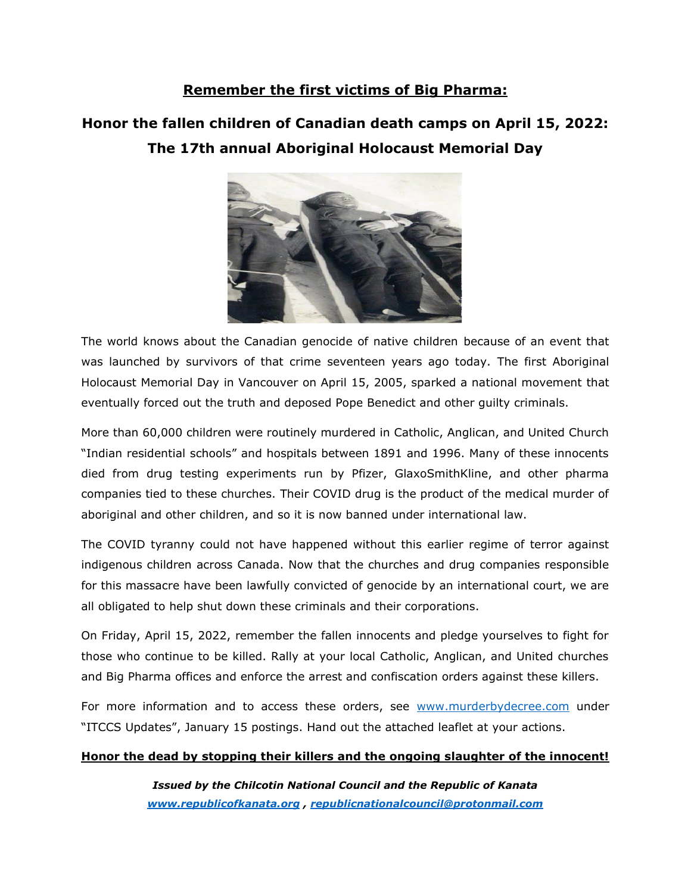# Remember the first victims of Big Pharma:

## Honor the fallen children of Canadian death camps on April 15, 2022: The 17th annual Aboriginal Holocaust Memorial Day

The world knows about the Canadian genocide of native children because of an event that was launched by survivors of that crime seventeen years ago today. The first Aboriginal Holocaust Memorial Day in Vancouver on April 15, 2005, sparked a national movement that eventually forced out the truth and deposed Pope Benedict and other guilty criminals.

More than 60,000 children were routinely murdered in Catholic, Anglican, and United Church "Indian residential schools" and hospitals between 1891 and 1996. Many of these innocents died from drug testing experiments run by Pfizer, GlaxoSmithKline, and other pharma companies tied to these churches. Their COVID drug is the product of the medical murder of aboriginal and other children, and so it is now banned under international law.

The COVID tyranny could not have happened without this earlier regime of terror against indigenous children across Canada. Now that the churches and drug companies responsible for this massacre have been lawfully convicted of genocide by an international court, we are all obligated to help shut down these criminals and their corporations.

On Friday, April 15, 2022, remember the fallen innocents and pledge yourselves to fight for those who continue to be killed. Rally at your local Catholic, Anglican, and United churches and Big Pharma offices and enforce the arrest and confiscation orders against these killers.

For more information and to access these orders, see www.murderbydecree.com under "ITCCS Updates", January 15 postings. Hand out the attached leaflet at your actions.

**Honor the dead by stopping their killers and the ongoing slaughter of the innocent!**

***Issued by the Chilcotin National Council and the Republic of Kanata***
***www.republicofkanata.org , republicnationalcouncil@protonmail.com***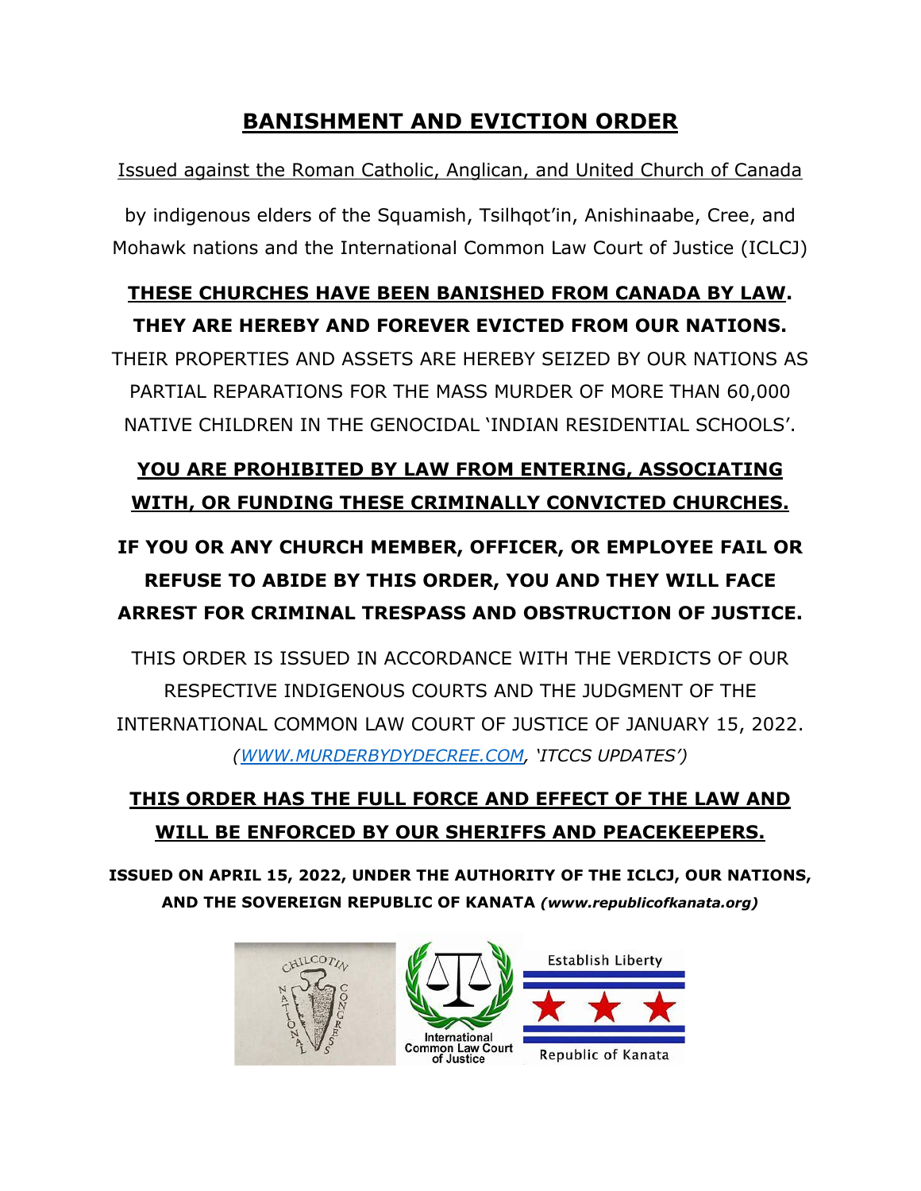# BANISHMENT AND EVICTION ORDER

Issued against the Roman Catholic, Anglican, and United Church of Canada

by indigenous elders of the Squamish, Tsilhqot'in, Anishinaabe, Cree, and Mohawk nations and the International Common Law Court of Justice (ICLCJ)

**THESE CHURCHES HAVE BEEN BANISHED FROM CANADA BY LAW.**

**THEY ARE HEREBY AND FOREVER EVICTED FROM OUR NATIONS.**

THEIR PROPERTIES AND ASSETS ARE HEREBY SEIZED BY OUR NATIONS AS PARTIAL REPARATIONS FOR THE MASS MURDER OF MORE THAN 60,000 NATIVE CHILDREN IN THE GENOCIDAL 'INDIAN RESIDENTIAL SCHOOLS'.

**YOU ARE PROHIBITED BY LAW FROM ENTERING, ASSOCIATING WITH, OR FUNDING THESE CRIMINALLY CONVICTED CHURCHES.**

**IF YOU OR ANY CHURCH MEMBER, OFFICER, OR EMPLOYEE FAIL OR REFUSE TO ABIDE BY THIS ORDER, YOU AND THEY WILL FACE ARREST FOR CRIMINAL TRESPASS AND OBSTRUCTION OF JUSTICE.**

THIS ORDER IS ISSUED IN ACCORDANCE WITH THE VERDICTS OF OUR RESPECTIVE INDIGENOUS COURTS AND THE JUDGMENT OF THE INTERNATIONAL COMMON LAW COURT OF JUSTICE OF JANUARY 15, 2022. *(WWW.MURDERBYDYDECREE.COM, 'ITCCS UPDATES')*

**THIS ORDER HAS THE FULL FORCE AND EFFECT OF THE LAW AND WILL BE ENFORCED BY OUR SHERIFFS AND PEACEKEEPERS.**

**ISSUED ON APRIL 15, 2022, UNDER THE AUTHORITY OF THE ICLCJ, OUR NATIONS, AND THE SOVEREIGN REPUBLIC OF KANATA *(www.republicofkanata.org)***

CHILCOTIN NATIONAL CONGRESS

International Common Law Court of Justice

Establish Liberty

Republic of Kanata